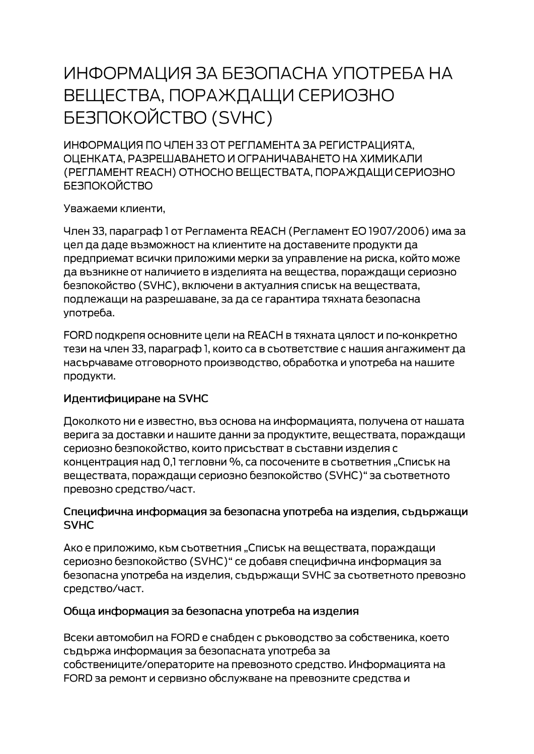# ИНФОРМАЦИЯ ЗА БЕЗОПАСНА УПОТРЕБА НА ВЕЩЕСТВА, ПОРАЖДАЩИ СЕРИОЗНО БЕЗПОКОЙСТВО (SVHC)

ИНФОРМАЦИЯ ПО ЧЛЕН 33 ОТ РЕГЛАМЕНТА ЗА РЕГИСТРАЦИЯТА, ОЦЕНКАТА, РАЗРЕШАВАНЕТО И ОГРАНИЧАВАНЕТО НА ХИМИКАЛИ (РЕГЛАМЕНТ REACH) ОТНОСНО ВЕЩЕСТВАТА, ПОРАЖДАЩИ СЕРИОЗНО БЕЗПОКОЙСТВО

Уважаеми клиенти,

Член 33, параграф 1 от Регламента REACH (Регламент ЕО 1907/2006) има за цел да даде възможност на клиентите на доставените продукти да предприемат всички приложими мерки за управление на риска, който може да възникне от наличието в изделията на вещества, пораждащи сериозно безпокойство (SVHC), включени в актуалния списък на веществата, подлежащи на разрешаване, за да се гарантира тяхната безопасна употреба.

FORD подкрепя основните цели на REACH в тяхната цялост и по-конкретно тези на член 33, параграф 1, които са в съответствие с нашия ангажимент да насърчаваме отговорното производство, обработка и употреба на нашите продукти.

**Идентифициране на SVHC**

Доколкото ни е известно, въз основа на информацията, получена от нашата верига за доставки и нашите данни за продуктите, веществата, пораждащи сериозно безпокойство, които присъстват в съставни изделия с концентрация над 0,1 тегловни %, са посочените в съответния „Списък на веществата, пораждащи сериозно безпокойство (SVHC)“ за съответното превозно средство/част.

**Специфична информация за безопасна употреба на изделия, съдържащи SVHC**

Ако е приложимо, към съответния „Списък на веществата, пораждащи сериозно безпокойство (SVHC)“ се добавя специфична информация за безопасна употреба на изделия, съдържащи SVHC за съответното превозно средство/част.

**Обща информация за безопасна употреба на изделия**

Всеки автомобил на FORD е снабден с ръководство за собственика, което съдържа информация за безопасната употреба за собствениците/операторите на превозното средство. Информацията на FORD за ремонт и сервизно обслужване на превозните средства и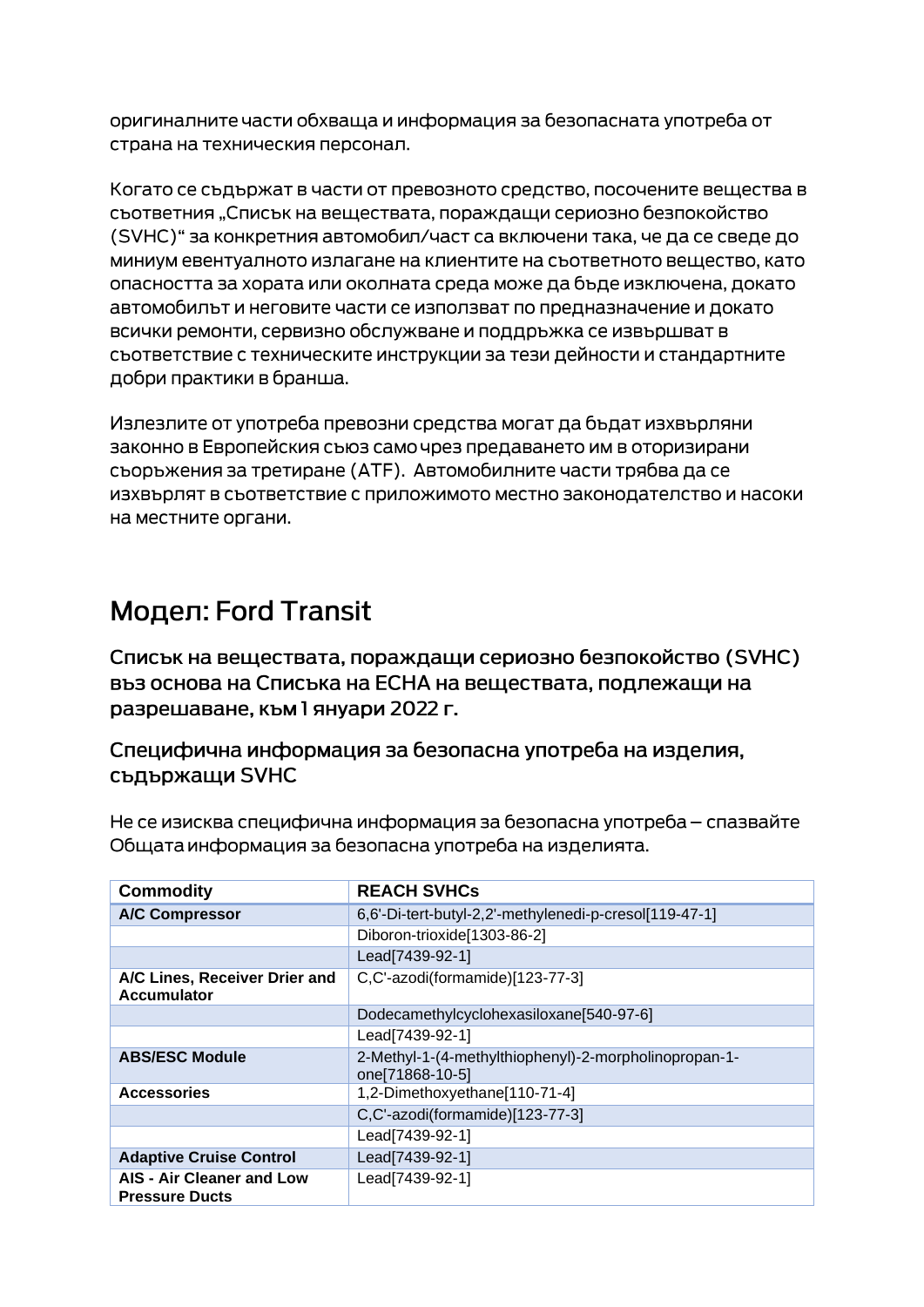оригиналните части обхваща и информация за безопасната употреба от страна на техническия персонал.

Когато се съдържат в части от превозното средство, посочените вещества в съответния „Списък на веществата, пораждащи сериозно безпокойство (SVHC)" за конкретния автомобил/част са включени така, че да се сведе до миниум евентуалното излагане на клиентите на съответното вещество, като опасността за хората или околната среда може да бъде изключена, докато автомобилът и неговите части се използват по предназначение и докато всички ремонти, сервизно обслужване и поддръжка се извършват в съответствие с техническите инструкции за тези дейности и стандартните добри практики в бранша.

Излезлите от употреба превозни средства могат да бъдат изхвърляни законно в Европейския съюз само чрез предаването им в оторизирани съоръжения за третиране (ATF). Автомобилните части трябва да се изхвърлят в съответствие с приложимото местно законодателство и насоки на местните органи.

# Модел: Ford Transit

## Списък на веществата, пораждащи сериозно безпокойство (SVHC) въз основа на Списъка на ЕСНА на веществата, подлежащи на разрешаване, към 1 януари 2022 г.

### Специфична информация за безопасна употреба на изделия, съдържащи SVHC

Не се изисква специфична информация за безопасна употреба – спазвайте Общата информация за безопасна употреба на изделията.

| Commodity | REACH SVHCs |
|---|---|
| **A/C Compressor** | 6,6'-Di-tert-butyl-2,2'-methylenedi-p-cresol[119-47-1] |
| | Diboron-trioxide[1303-86-2] |
| | Lead[7439-92-1] |
| **A/C Lines, Receiver Drier and Accumulator** | C,C'-azodi(formamide)[123-77-3] |
| | Dodecamethylcyclohexasiloxane[540-97-6] |
| | Lead[7439-92-1] |
| **ABS/ESC Module** | 2-Methyl-1-(4-methylthiophenyl)-2-morpholinopropan-1-one[71868-10-5] |
| **Accessories** | 1,2-Dimethoxyethane[110-71-4] |
| | C,C'-azodi(formamide)[123-77-3] |
| | Lead[7439-92-1] |
| **Adaptive Cruise Control** | Lead[7439-92-1] |
| **AIS - Air Cleaner and Low Pressure Ducts** | Lead[7439-92-1] |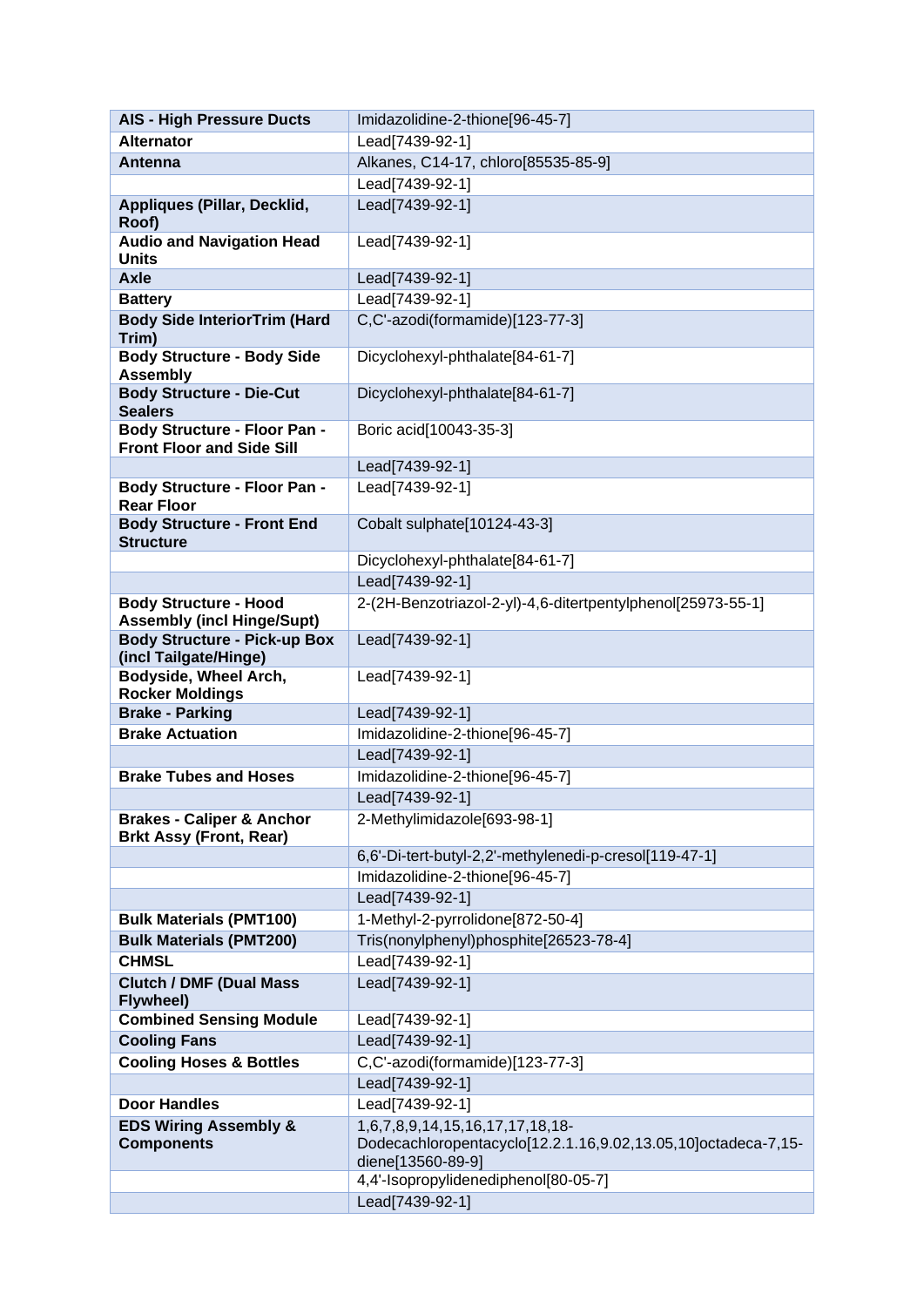| AIS - High Pressure Ducts | Imidazolidine-2-thione[96-45-7] |
|---|---|
| Alternator | Lead[7439-92-1] |
| Antenna | Alkanes, C14-17, chloro[85535-85-9] |
| | Lead[7439-92-1] |
| Appliques (Pillar, Decklid, Roof) | Lead[7439-92-1] |
| Audio and Navigation Head Units | Lead[7439-92-1] |
| Axle | Lead[7439-92-1] |
| Battery | Lead[7439-92-1] |
| Body Side InteriorTrim (Hard Trim) | C,C'-azodi(formamide)[123-77-3] |
| Body Structure - Body Side Assembly | Dicyclohexyl-phthalate[84-61-7] |
| Body Structure - Die-Cut Sealers | Dicyclohexyl-phthalate[84-61-7] |
| Body Structure - Floor Pan - Front Floor and Side Sill | Boric acid[10043-35-3] |
| | Lead[7439-92-1] |
| Body Structure - Floor Pan - Rear Floor | Lead[7439-92-1] |
| Body Structure - Front End Structure | Cobalt sulphate[10124-43-3] |
| | Dicyclohexyl-phthalate[84-61-7] |
| | Lead[7439-92-1] |
| Body Structure - Hood Assembly (incl Hinge/Supt) | 2-(2H-Benzotriazol-2-yl)-4,6-ditertpentylphenol[25973-55-1] |
| Body Structure - Pick-up Box (incl Tailgate/Hinge) | Lead[7439-92-1] |
| Bodyside, Wheel Arch, Rocker Moldings | Lead[7439-92-1] |
| Brake - Parking | Lead[7439-92-1] |
| Brake Actuation | Imidazolidine-2-thione[96-45-7] |
| | Lead[7439-92-1] |
| Brake Tubes and Hoses | Imidazolidine-2-thione[96-45-7] |
| | Lead[7439-92-1] |
| Brakes - Caliper & Anchor Brkt Assy (Front, Rear) | 2-Methylimidazole[693-98-1] |
| | 6,6'-Di-tert-butyl-2,2'-methylenedi-p-cresol[119-47-1] |
| | Imidazolidine-2-thione[96-45-7] |
| | Lead[7439-92-1] |
| Bulk Materials (PMT100) | 1-Methyl-2-pyrrolidone[872-50-4] |
| Bulk Materials (PMT200) | Tris(nonylphenyl)phosphite[26523-78-4] |
| CHMSL | Lead[7439-92-1] |
| Clutch / DMF (Dual Mass Flywheel) | Lead[7439-92-1] |
| Combined Sensing Module | Lead[7439-92-1] |
| Cooling Fans | Lead[7439-92-1] |
| Cooling Hoses & Bottles | C,C'-azodi(formamide)[123-77-3] |
| | Lead[7439-92-1] |
| Door Handles | Lead[7439-92-1] |
| EDS Wiring Assembly & Components | 1,6,7,8,9,14,15,16,17,17,18,18-Dodecachloropentacyclo[12.2.1.16,9.02,13.05,10]octadeca-7,15-diene[13560-89-9] |
| | 4,4'-Isopropylidenediphenol[80-05-7] |
| | Lead[7439-92-1] |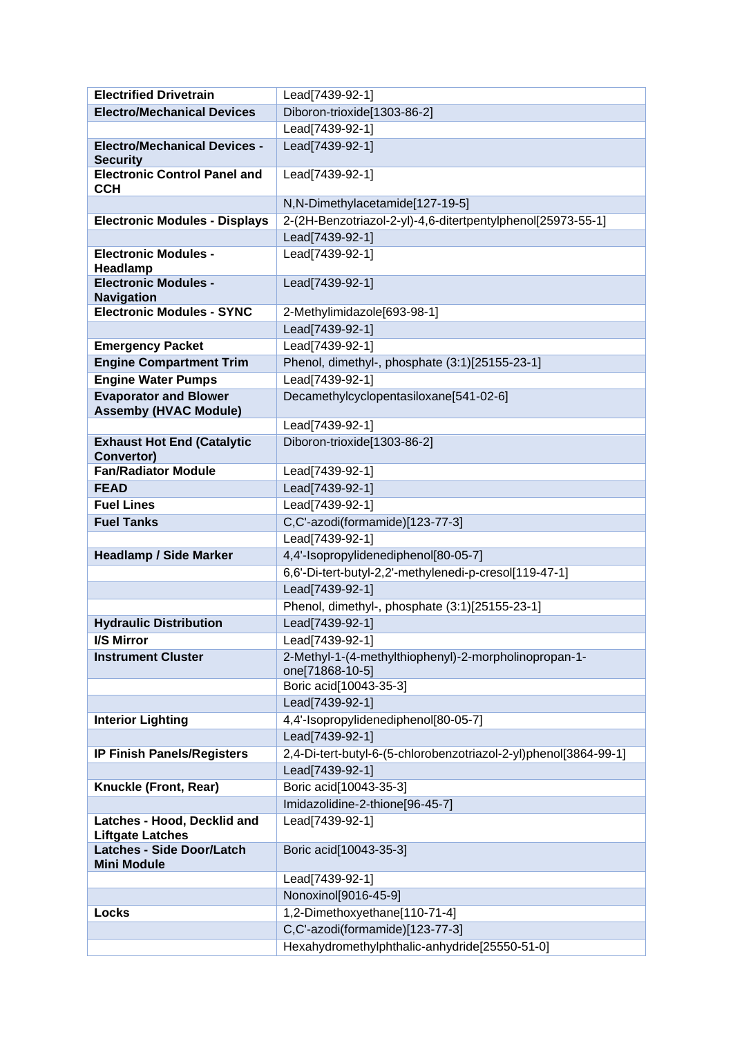| | |
|---|---|
| **Electrified Drivetrain** | Lead[7439-92-1] |
| **Electro/Mechanical Devices** | Diboron-trioxide[1303-86-2] |
| | Lead[7439-92-1] |
| **Electro/Mechanical Devices - Security** | Lead[7439-92-1] |
| **Electronic Control Panel and CCH** | Lead[7439-92-1] |
| | N,N-Dimethylacetamide[127-19-5] |
| **Electronic Modules - Displays** | 2-(2H-Benzotriazol-2-yl)-4,6-ditertpentylphenol[25973-55-1] |
| | Lead[7439-92-1] |
| **Electronic Modules - Headlamp** | Lead[7439-92-1] |
| **Electronic Modules - Navigation** | Lead[7439-92-1] |
| **Electronic Modules - SYNC** | 2-Methylimidazole[693-98-1] |
| | Lead[7439-92-1] |
| **Emergency Packet** | Lead[7439-92-1] |
| **Engine Compartment Trim** | Phenol, dimethyl-, phosphate (3:1)[25155-23-1] |
| **Engine Water Pumps** | Lead[7439-92-1] |
| **Evaporator and Blower Assemby (HVAC Module)** | Decamethylcyclopentasiloxane[541-02-6] |
| | Lead[7439-92-1] |
| **Exhaust Hot End (Catalytic Convertor)** | Diboron-trioxide[1303-86-2] |
| **Fan/Radiator Module** | Lead[7439-92-1] |
| **FEAD** | Lead[7439-92-1] |
| **Fuel Lines** | Lead[7439-92-1] |
| **Fuel Tanks** | C,C'-azodi(formamide)[123-77-3] |
| | Lead[7439-92-1] |
| **Headlamp / Side Marker** | 4,4'-Isopropylidenediphenol[80-05-7] |
| | 6,6'-Di-tert-butyl-2,2'-methylenedi-p-cresol[119-47-1] |
| | Lead[7439-92-1] |
| | Phenol, dimethyl-, phosphate (3:1)[25155-23-1] |
| **Hydraulic Distribution** | Lead[7439-92-1] |
| **I/S Mirror** | Lead[7439-92-1] |
| **Instrument Cluster** | 2-Methyl-1-(4-methylthiophenyl)-2-morpholinopropan-1-one[71868-10-5] |
| | Boric acid[10043-35-3] |
| | Lead[7439-92-1] |
| **Interior Lighting** | 4,4'-Isopropylidenediphenol[80-05-7] |
| | Lead[7439-92-1] |
| **IP Finish Panels/Registers** | 2,4-Di-tert-butyl-6-(5-chlorobenzotriazol-2-yl)phenol[3864-99-1] |
| | Lead[7439-92-1] |
| **Knuckle (Front, Rear)** | Boric acid[10043-35-3] |
| | Imidazolidine-2-thione[96-45-7] |
| **Latches - Hood, Decklid and Liftgate Latches** | Lead[7439-92-1] |
| **Latches - Side Door/Latch Mini Module** | Boric acid[10043-35-3] |
| | Lead[7439-92-1] |
| | Nonoxinol[9016-45-9] |
| **Locks** | 1,2-Dimethoxyethane[110-71-4] |
| | C,C'-azodi(formamide)[123-77-3] |
| | Hexahydromethylphthalic-anhydride[25550-51-0] |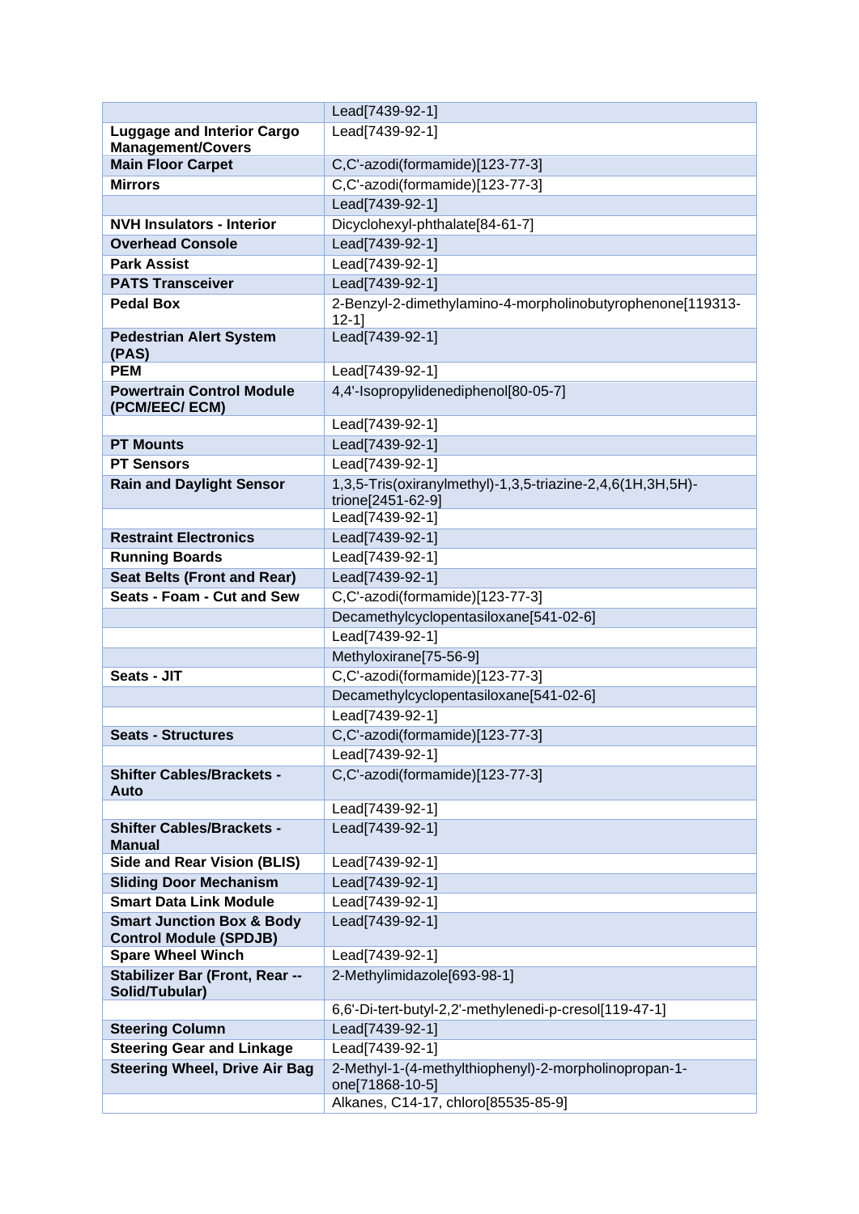| | |
|---|---|
| | Lead[7439-92-1] |
| **Luggage and Interior Cargo Management/Covers** | Lead[7439-92-1] |
| **Main Floor Carpet** | C,C'-azodi(formamide)[123-77-3] |
| **Mirrors** | C,C'-azodi(formamide)[123-77-3] |
| | Lead[7439-92-1] |
| **NVH Insulators - Interior** | Dicyclohexyl-phthalate[84-61-7] |
| **Overhead Console** | Lead[7439-92-1] |
| **Park Assist** | Lead[7439-92-1] |
| **PATS Transceiver** | Lead[7439-92-1] |
| **Pedal Box** | 2-Benzyl-2-dimethylamino-4-morpholinobutyrophenone[119313-12-1] |
| **Pedestrian Alert System (PAS)** | Lead[7439-92-1] |
| **PEM** | Lead[7439-92-1] |
| **Powertrain Control Module (PCM/EEC/ ECM)** | 4,4'-Isopropylidenediphenol[80-05-7] |
| | Lead[7439-92-1] |
| **PT Mounts** | Lead[7439-92-1] |
| **PT Sensors** | Lead[7439-92-1] |
| **Rain and Daylight Sensor** | 1,3,5-Tris(oxiranylmethyl)-1,3,5-triazine-2,4,6(1H,3H,5H)-trione[2451-62-9] |
| | Lead[7439-92-1] |
| **Restraint Electronics** | Lead[7439-92-1] |
| **Running Boards** | Lead[7439-92-1] |
| **Seat Belts (Front and Rear)** | Lead[7439-92-1] |
| **Seats - Foam - Cut and Sew** | C,C'-azodi(formamide)[123-77-3] |
| | Decamethylcyclopentasiloxane[541-02-6] |
| | Lead[7439-92-1] |
| | Methyloxirane[75-56-9] |
| **Seats - JIT** | C,C'-azodi(formamide)[123-77-3] |
| | Decamethylcyclopentasiloxane[541-02-6] |
| | Lead[7439-92-1] |
| **Seats - Structures** | C,C'-azodi(formamide)[123-77-3] |
| | Lead[7439-92-1] |
| **Shifter Cables/Brackets - Auto** | C,C'-azodi(formamide)[123-77-3] |
| | Lead[7439-92-1] |
| **Shifter Cables/Brackets - Manual** | Lead[7439-92-1] |
| **Side and Rear Vision (BLIS)** | Lead[7439-92-1] |
| **Sliding Door Mechanism** | Lead[7439-92-1] |
| **Smart Data Link Module** | Lead[7439-92-1] |
| **Smart Junction Box & Body Control Module (SPDJB)** | Lead[7439-92-1] |
| **Spare Wheel Winch** | Lead[7439-92-1] |
| **Stabilizer Bar (Front, Rear -- Solid/Tubular)** | 2-Methylimidazole[693-98-1] |
| | 6,6'-Di-tert-butyl-2,2'-methylenedi-p-cresol[119-47-1] |
| **Steering Column** | Lead[7439-92-1] |
| **Steering Gear and Linkage** | Lead[7439-92-1] |
| **Steering Wheel, Drive Air Bag** | 2-Methyl-1-(4-methylthiophenyl)-2-morpholinopropan-1-one[71868-10-5] |
| | Alkanes, C14-17, chloro[85535-85-9] |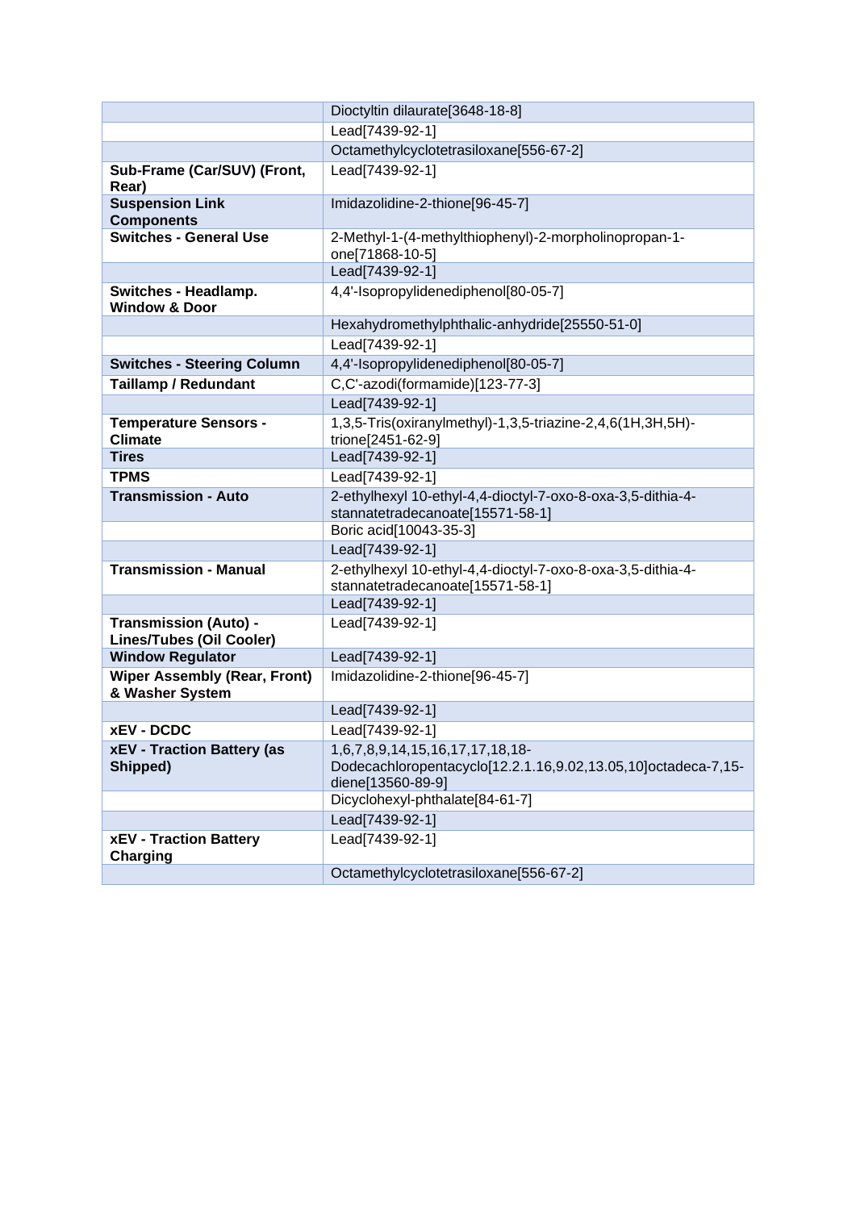| | |
|---|---|
| | Dioctyltin dilaurate[3648-18-8] |
| | Lead[7439-92-1] |
| | Octamethylcyclotetrasiloxane[556-67-2] |
| **Sub-Frame (Car/SUV) (Front, Rear)** | Lead[7439-92-1] |
| **Suspension Link Components** | Imidazolidine-2-thione[96-45-7] |
| **Switches - General Use** | 2-Methyl-1-(4-methylthiophenyl)-2-morpholinopropan-1-one[71868-10-5] |
| | Lead[7439-92-1] |
| **Switches - Headlamp. Window & Door** | 4,4'-Isopropylidenediphenol[80-05-7] |
| | Hexahydromethylphthalic-anhydride[25550-51-0] |
| | Lead[7439-92-1] |
| **Switches - Steering Column** | 4,4'-Isopropylidenediphenol[80-05-7] |
| **Taillamp / Redundant** | C,C'-azodi(formamide)[123-77-3] |
| | Lead[7439-92-1] |
| **Temperature Sensors - Climate** | 1,3,5-Tris(oxiranylmethyl)-1,3,5-triazine-2,4,6(1H,3H,5H)-trione[2451-62-9] |
| **Tires** | Lead[7439-92-1] |
| **TPMS** | Lead[7439-92-1] |
| **Transmission - Auto** | 2-ethylhexyl 10-ethyl-4,4-dioctyl-7-oxo-8-oxa-3,5-dithia-4-stannatetradecanoate[15571-58-1] |
| | Boric acid[10043-35-3] |
| | Lead[7439-92-1] |
| **Transmission - Manual** | 2-ethylhexyl 10-ethyl-4,4-dioctyl-7-oxo-8-oxa-3,5-dithia-4-stannatetradecanoate[15571-58-1] |
| | Lead[7439-92-1] |
| **Transmission (Auto) - Lines/Tubes (Oil Cooler)** | Lead[7439-92-1] |
| **Window Regulator** | Lead[7439-92-1] |
| **Wiper Assembly (Rear, Front) & Washer System** | Imidazolidine-2-thione[96-45-7] |
| | Lead[7439-92-1] |
| **xEV - DCDC** | Lead[7439-92-1] |
| **xEV - Traction Battery (as Shipped)** | 1,6,7,8,9,14,15,16,17,17,18,18-Dodecachloropentacyclo[12.2.1.16,9.02,13.05,10]octadeca-7,15-diene[13560-89-9] |
| | Dicyclohexyl-phthalate[84-61-7] |
| | Lead[7439-92-1] |
| **xEV - Traction Battery Charging** | Lead[7439-92-1] |
| | Octamethylcyclotetrasiloxane[556-67-2] |